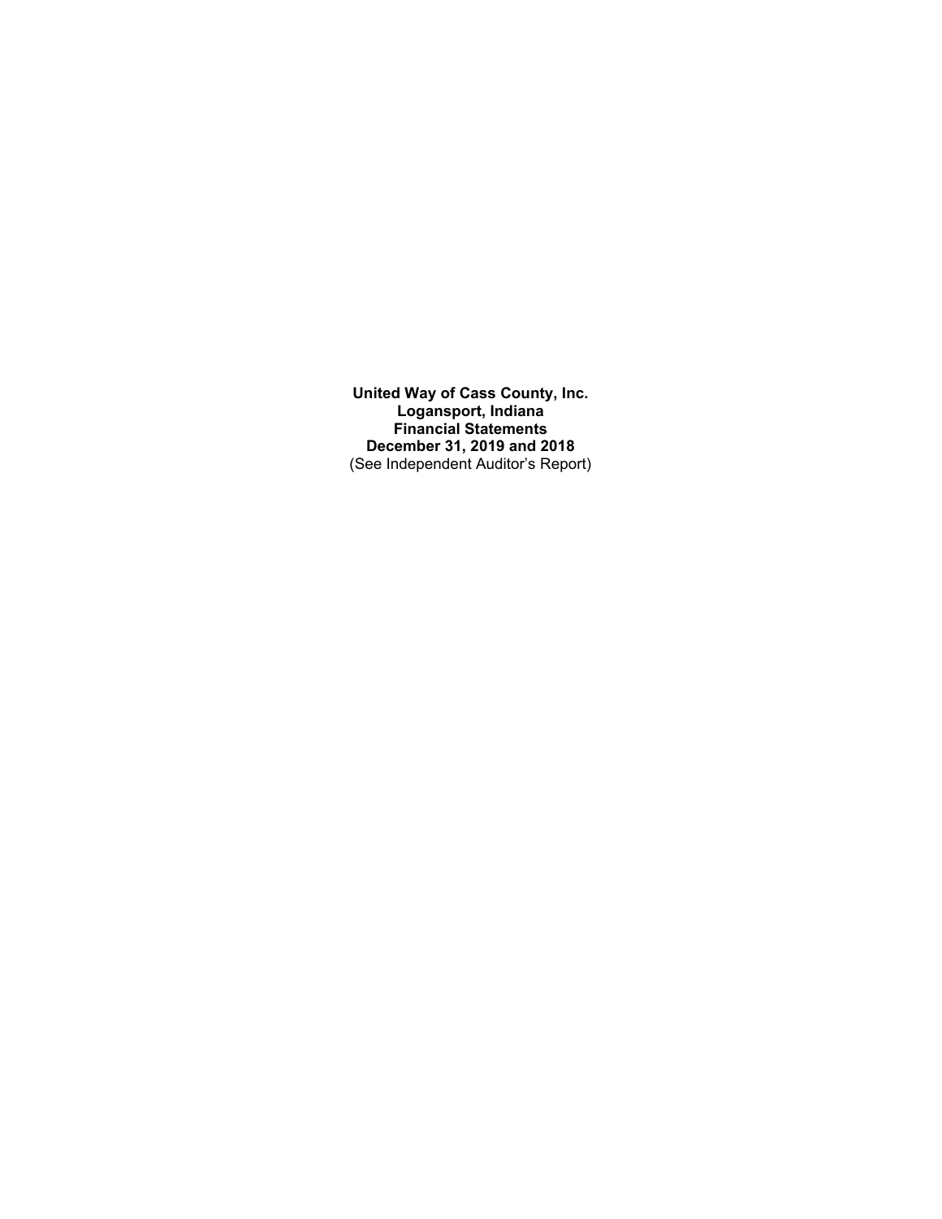**United Way of Cass County, Inc.**
**Logansport, Indiana**
**Financial Statements**
**December 31, 2019 and 2018**
(See Independent Auditor's Report)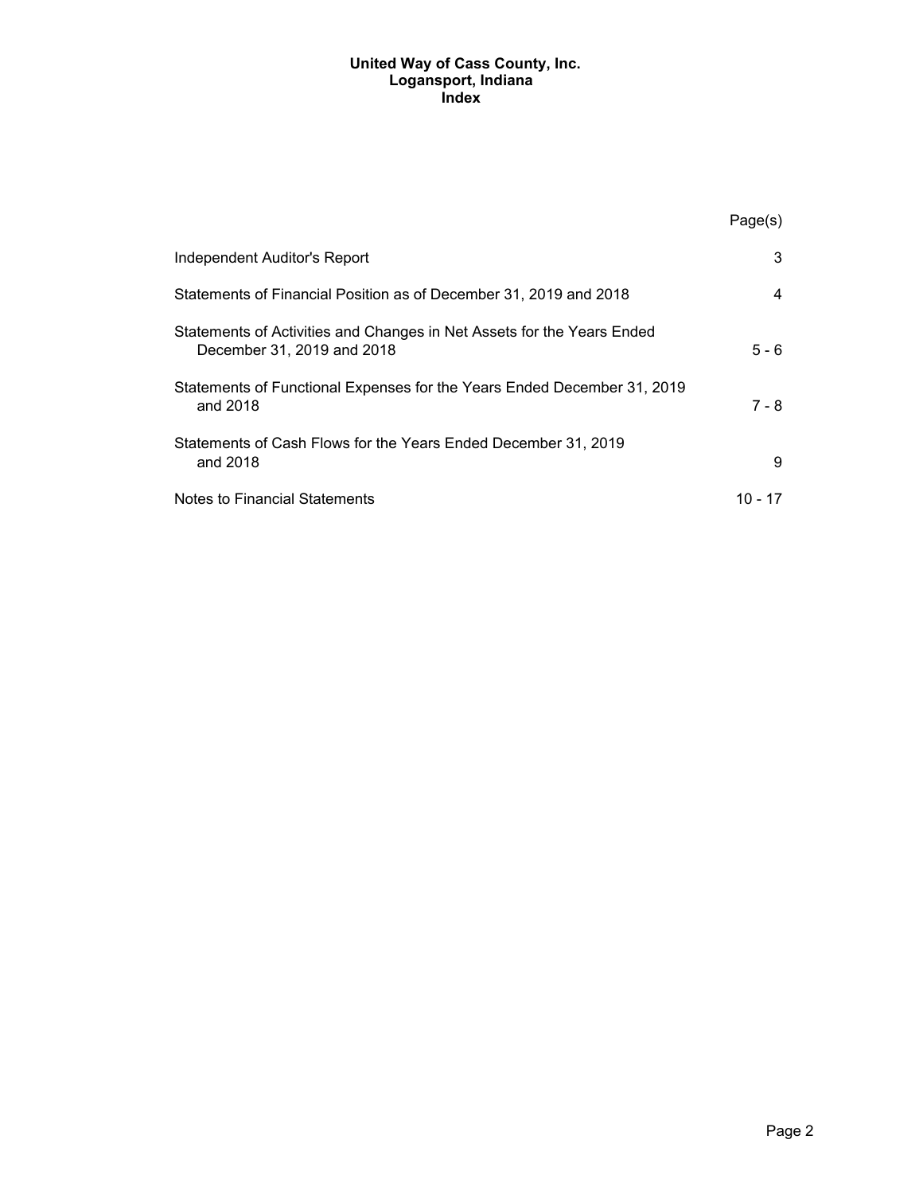# United Way of Cass County, Inc.
## Logansport, Indiana
## Index

| | Page(s) |
|---|---|
| Independent Auditor's Report | 3 |
| Statements of Financial Position as of December 31, 2019 and 2018 | 4 |
| Statements of Activities and Changes in Net Assets for the Years Ended December 31, 2019 and 2018 | 5 - 6 |
| Statements of Functional Expenses for the Years Ended December 31, 2019 and 2018 | 7 - 8 |
| Statements of Cash Flows for the Years Ended December 31, 2019 and 2018 | 9 |
| Notes to Financial Statements | 10 - 17 |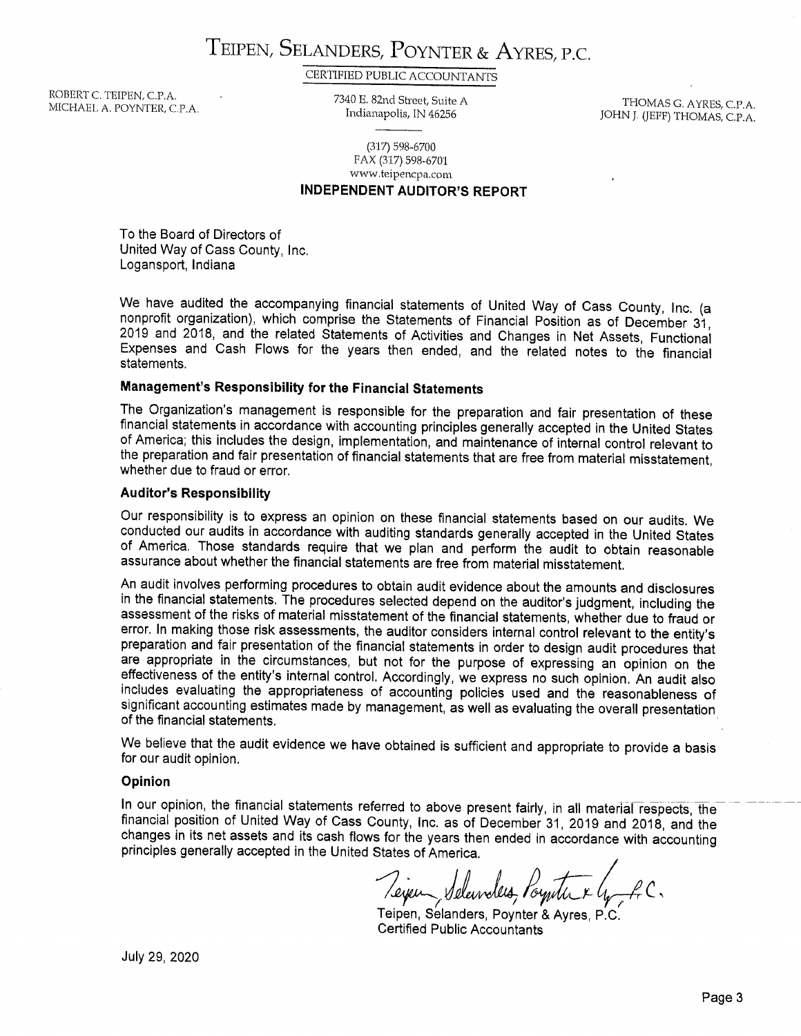# TEIPEN, SELANDERS, POYNTER & AYRES, P.C.

CERTIFIED PUBLIC ACCOUNTANTS

ROBERT C. TEIPEN, C.P.A.
MICHAEL A. POYNTER, C.P.A.

7340 E. 82nd Street, Suite A
Indianapolis, IN 46256

THOMAS G. AYRES, C.P.A.
JOHN J. (JEFF) THOMAS, C.P.A.

(317) 598-6700
FAX (317) 598-6701
www.teipencpa.com

## INDEPENDENT AUDITOR'S REPORT

To the Board of Directors of
United Way of Cass County, Inc.
Logansport, Indiana

We have audited the accompanying financial statements of United Way of Cass County, Inc. (a nonprofit organization), which comprise the Statements of Financial Position as of December 31, 2019 and 2018, and the related Statements of Activities and Changes in Net Assets, Functional Expenses and Cash Flows for the years then ended, and the related notes to the financial statements.

### Management's Responsibility for the Financial Statements

The Organization's management is responsible for the preparation and fair presentation of these financial statements in accordance with accounting principles generally accepted in the United States of America; this includes the design, implementation, and maintenance of internal control relevant to the preparation and fair presentation of financial statements that are free from material misstatement, whether due to fraud or error.

### Auditor's Responsibility

Our responsibility is to express an opinion on these financial statements based on our audits. We conducted our audits in accordance with auditing standards generally accepted in the United States of America. Those standards require that we plan and perform the audit to obtain reasonable assurance about whether the financial statements are free from material misstatement.

An audit involves performing procedures to obtain audit evidence about the amounts and disclosures in the financial statements. The procedures selected depend on the auditor's judgment, including the assessment of the risks of material misstatement of the financial statements, whether due to fraud or error. In making those risk assessments, the auditor considers internal control relevant to the entity's preparation and fair presentation of the financial statements in order to design audit procedures that are appropriate in the circumstances, but not for the purpose of expressing an opinion on the effectiveness of the entity's internal control. Accordingly, we express no such opinion. An audit also includes evaluating the appropriateness of accounting policies used and the reasonableness of significant accounting estimates made by management, as well as evaluating the overall presentation of the financial statements.

We believe that the audit evidence we have obtained is sufficient and appropriate to provide a basis for our audit opinion.

### Opinion

In our opinion, the financial statements referred to above present fairly, in all material respects, the financial position of United Way of Cass County, Inc. as of December 31, 2019 and 2018, and the changes in its net assets and its cash flows for the years then ended in accordance with accounting principles generally accepted in the United States of America.

Teipen, Selanders, Poynter & Ayres, P.C.
Certified Public Accountants

July 29, 2020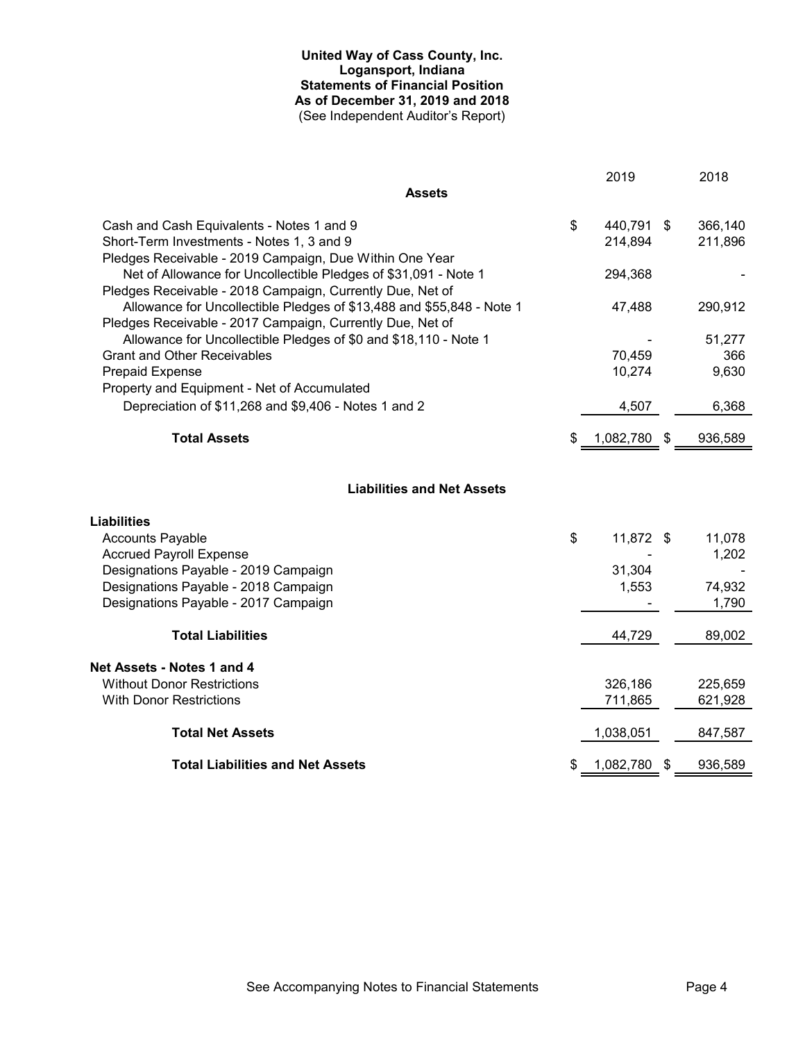# United Way of Cass County, Inc.
## Logansport, Indiana
## Statements of Financial Position
## As of December 31, 2019 and 2018
(See Independent Auditor's Report)

| | 2019 | 2018 |
|---|---|---|
| **Assets** | | |
| Cash and Cash Equivalents - Notes 1 and 9 | $ 440,791 | $ 366,140 |
| Short-Term Investments - Notes 1, 3 and 9 | 214,894 | 211,896 |
| Pledges Receivable - 2019 Campaign, Due Within One Year Net of Allowance for Uncollectible Pledges of $31,091 - Note 1 | 294,368 | - |
| Pledges Receivable - 2018 Campaign, Currently Due, Net of Allowance for Uncollectible Pledges of $13,488 and $55,848 - Note 1 | 47,488 | 290,912 |
| Pledges Receivable - 2017 Campaign, Currently Due, Net of Allowance for Uncollectible Pledges of $0 and $18,110 - Note 1 | - | 51,277 |
| Grant and Other Receivables | 70,459 | 366 |
| Prepaid Expense | 10,274 | 9,630 |
| Property and Equipment - Net of Accumulated Depreciation of $11,268 and $9,406 - Notes 1 and 2 | 4,507 | 6,368 |
| **Total Assets** | $ 1,082,780 | $ 936,589 |
| **Liabilities and Net Assets** | | |
| **Liabilities** | | |
| Accounts Payable | $ 11,872 | $ 11,078 |
| Accrued Payroll Expense | - | 1,202 |
| Designations Payable - 2019 Campaign | 31,304 | - |
| Designations Payable - 2018 Campaign | 1,553 | 74,932 |
| Designations Payable - 2017 Campaign | - | 1,790 |
| **Total Liabilities** | 44,729 | 89,002 |
| **Net Assets - Notes 1 and 4** | | |
| Without Donor Restrictions | 326,186 | 225,659 |
| With Donor Restrictions | 711,865 | 621,928 |
| **Total Net Assets** | 1,038,051 | 847,587 |
| **Total Liabilities and Net Assets** | $ 1,082,780 | $ 936,589 |

See Accompanying Notes to Financial Statements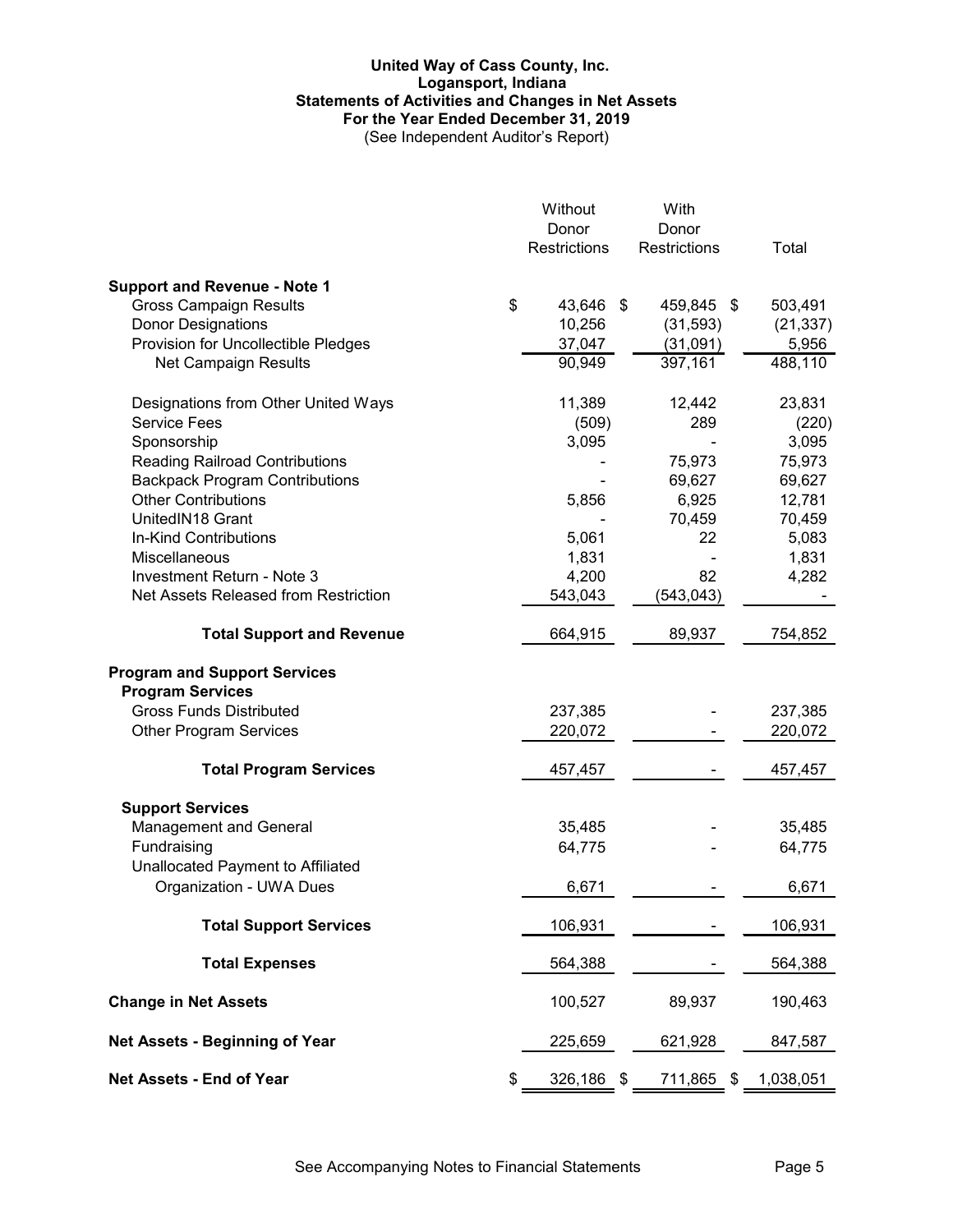# United Way of Cass County, Inc.
## Logansport, Indiana
## Statements of Activities and Changes in Net Assets
## For the Year Ended December 31, 2019
(See Independent Auditor's Report)

| | Without Donor Restrictions | With Donor Restrictions | Total |
|---|---|---|---|
| **Support and Revenue - Note 1** | | | |
| Gross Campaign Results | $ 43,646 | $ 459,845 | $ 503,491 |
| Donor Designations | 10,256 | (31,593) | (21,337) |
| Provision for Uncollectible Pledges | 37,047 | (31,091) | 5,956 |
| Net Campaign Results | 90,949 | 397,161 | 488,110 |
| | | | |
| Designations from Other United Ways | 11,389 | 12,442 | 23,831 |
| Service Fees | (509) | 289 | (220) |
| Sponsorship | 3,095 | - | 3,095 |
| Reading Railroad Contributions | - | 75,973 | 75,973 |
| Backpack Program Contributions | - | 69,627 | 69,627 |
| Other Contributions | 5,856 | 6,925 | 12,781 |
| UnitedIN18 Grant | - | 70,459 | 70,459 |
| In-Kind Contributions | 5,061 | 22 | 5,083 |
| Miscellaneous | 1,831 | - | 1,831 |
| Investment Return - Note 3 | 4,200 | 82 | 4,282 |
| Net Assets Released from Restriction | 543,043 | (543,043) | - |
| | | | |
| **Total Support and Revenue** | 664,915 | 89,937 | 754,852 |
| | | | |
| **Program and Support Services** | | | |
| **Program Services** | | | |
| Gross Funds Distributed | 237,385 | - | 237,385 |
| Other Program Services | 220,072 | - | 220,072 |
| | | | |
| **Total Program Services** | 457,457 | - | 457,457 |
| | | | |
| **Support Services** | | | |
| Management and General | 35,485 | - | 35,485 |
| Fundraising | 64,775 | - | 64,775 |
| Unallocated Payment to Affiliated Organization - UWA Dues | 6,671 | - | 6,671 |
| | | | |
| **Total Support Services** | 106,931 | - | 106,931 |
| | | | |
| **Total Expenses** | 564,388 | - | 564,388 |
| | | | |
| **Change in Net Assets** | 100,527 | 89,937 | 190,463 |
| | | | |
| **Net Assets - Beginning of Year** | 225,659 | 621,928 | 847,587 |
| | | | |
| **Net Assets - End of Year** | $ 326,186 | $ 711,865 | $ 1,038,051 |

See Accompanying Notes to Financial Statements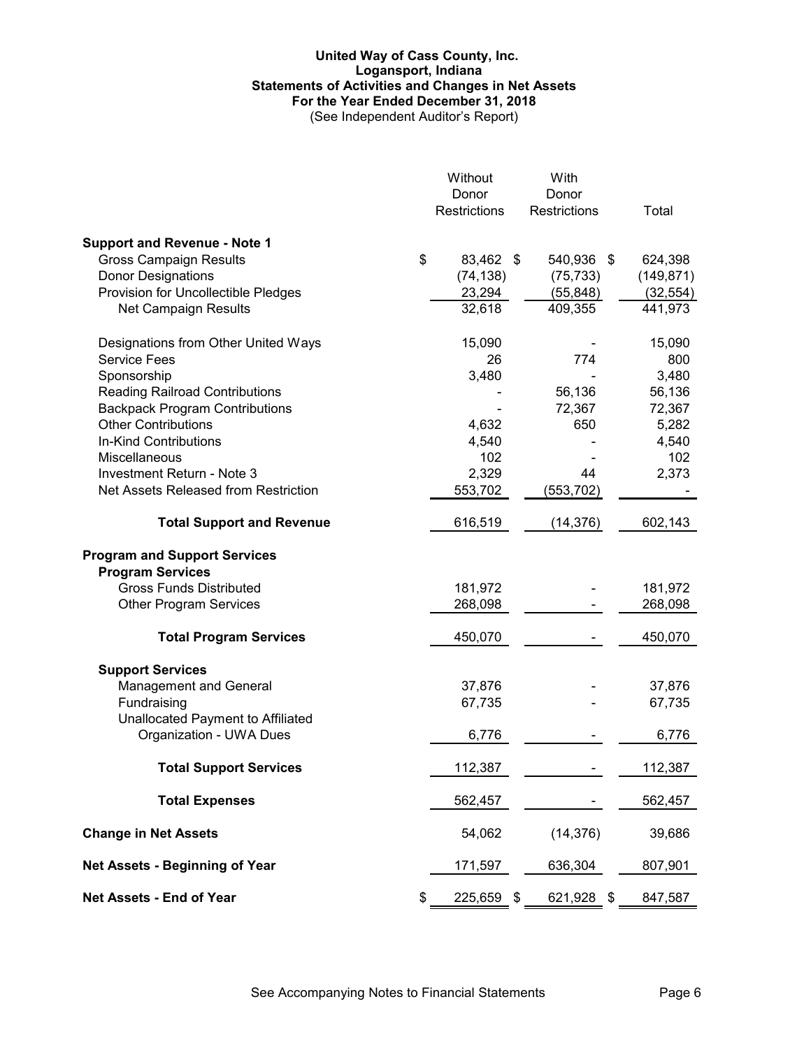# United Way of Cass County, Inc.
## Logansport, Indiana
## Statements of Activities and Changes in Net Assets
## For the Year Ended December 31, 2018
(See Independent Auditor's Report)

| | Without Donor Restrictions | With Donor Restrictions | Total |
|---|---|---|---|
| **Support and Revenue - Note 1** | | | |
| Gross Campaign Results | $ 83,462 | $ 540,936 | $ 624,398 |
| Donor Designations | (74,138) | (75,733) | (149,871) |
| Provision for Uncollectible Pledges | 23,294 | (55,848) | (32,554) |
| Net Campaign Results | 32,618 | 409,355 | 441,973 |
| Designations from Other United Ways | 15,090 | - | 15,090 |
| Service Fees | 26 | 774 | 800 |
| Sponsorship | 3,480 | - | 3,480 |
| Reading Railroad Contributions | - | 56,136 | 56,136 |
| Backpack Program Contributions | - | 72,367 | 72,367 |
| Other Contributions | 4,632 | 650 | 5,282 |
| In-Kind Contributions | 4,540 | - | 4,540 |
| Miscellaneous | 102 | - | 102 |
| Investment Return - Note 3 | 2,329 | 44 | 2,373 |
| Net Assets Released from Restriction | 553,702 | (553,702) | - |
| **Total Support and Revenue** | 616,519 | (14,376) | 602,143 |
| **Program and Support Services** | | | |
| **Program Services** | | | |
| Gross Funds Distributed | 181,972 | - | 181,972 |
| Other Program Services | 268,098 | - | 268,098 |
| **Total Program Services** | 450,070 | - | 450,070 |
| **Support Services** | | | |
| Management and General | 37,876 | - | 37,876 |
| Fundraising | 67,735 | - | 67,735 |
| Unallocated Payment to Affiliated Organization - UWA Dues | 6,776 | - | 6,776 |
| **Total Support Services** | 112,387 | - | 112,387 |
| **Total Expenses** | 562,457 | - | 562,457 |
| **Change in Net Assets** | 54,062 | (14,376) | 39,686 |
| **Net Assets - Beginning of Year** | 171,597 | 636,304 | 807,901 |
| **Net Assets - End of Year** | $ 225,659 | $ 621,928 | $ 847,587 |

See Accompanying Notes to Financial Statements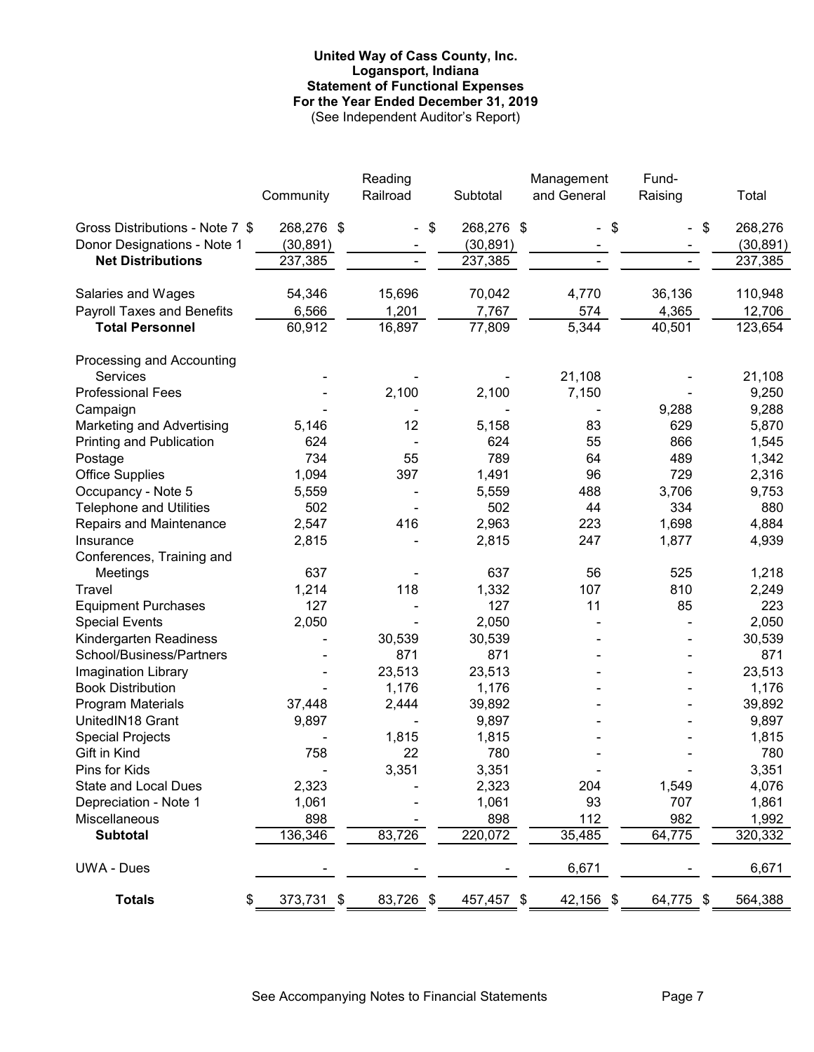**United Way of Cass County, Inc.**
**Logansport, Indiana**
**Statement of Functional Expenses**
**For the Year Ended December 31, 2019**
(See Independent Auditor's Report)

| | Community | Reading Railroad | Subtotal | Management and General | Fund-Raising | Total |
|---|---|---|---|---|---|---|
| Gross Distributions - Note 7 | $ 268,276 | $ - | $ 268,276 | $ - | $ - | $ 268,276 |
| Donor Designations - Note 1 | (30,891) | - | (30,891) | - | - | (30,891) |
| **Net Distributions** | 237,385 | - | 237,385 | - | - | 237,385 |
| Salaries and Wages | 54,346 | 15,696 | 70,042 | 4,770 | 36,136 | 110,948 |
| Payroll Taxes and Benefits | 6,566 | 1,201 | 7,767 | 574 | 4,365 | 12,706 |
| **Total Personnel** | 60,912 | 16,897 | 77,809 | 5,344 | 40,501 | 123,654 |
| Processing and Accounting Services | - | - | - | 21,108 | - | 21,108 |
| Professional Fees | - | 2,100 | 2,100 | 7,150 | - | 9,250 |
| Campaign | - | - | - | - | 9,288 | 9,288 |
| Marketing and Advertising | 5,146 | 12 | 5,158 | 83 | 629 | 5,870 |
| Printing and Publication | 624 | - | 624 | 55 | 866 | 1,545 |
| Postage | 734 | 55 | 789 | 64 | 489 | 1,342 |
| Office Supplies | 1,094 | 397 | 1,491 | 96 | 729 | 2,316 |
| Occupancy - Note 5 | 5,559 | - | 5,559 | 488 | 3,706 | 9,753 |
| Telephone and Utilities | 502 | - | 502 | 44 | 334 | 880 |
| Repairs and Maintenance | 2,547 | 416 | 2,963 | 223 | 1,698 | 4,884 |
| Insurance | 2,815 | - | 2,815 | 247 | 1,877 | 4,939 |
| Conferences, Training and Meetings | 637 | - | 637 | 56 | 525 | 1,218 |
| Travel | 1,214 | 118 | 1,332 | 107 | 810 | 2,249 |
| Equipment Purchases | 127 | - | 127 | 11 | 85 | 223 |
| Special Events | 2,050 | - | 2,050 | - | - | 2,050 |
| Kindergarten Readiness | - | 30,539 | 30,539 | - | - | 30,539 |
| School/Business/Partners | - | 871 | 871 | - | - | 871 |
| Imagination Library | - | 23,513 | 23,513 | - | - | 23,513 |
| Book Distribution | - | 1,176 | 1,176 | - | - | 1,176 |
| Program Materials | 37,448 | 2,444 | 39,892 | - | - | 39,892 |
| UnitedIN18 Grant | 9,897 | - | 9,897 | - | - | 9,897 |
| Special Projects | - | 1,815 | 1,815 | - | - | 1,815 |
| Gift in Kind | 758 | 22 | 780 | - | - | 780 |
| Pins for Kids | - | 3,351 | 3,351 | - | - | 3,351 |
| State and Local Dues | 2,323 | - | 2,323 | 204 | 1,549 | 4,076 |
| Depreciation - Note 1 | 1,061 | - | 1,061 | 93 | 707 | 1,861 |
| Miscellaneous | 898 | - | 898 | 112 | 982 | 1,992 |
| **Subtotal** | 136,346 | 83,726 | 220,072 | 35,485 | 64,775 | 320,332 |
| UWA - Dues | - | - | - | 6,671 | - | 6,671 |
| **Totals** | $ 373,731 | $ 83,726 | $ 457,457 | $ 42,156 | $ 64,775 | $ 564,388 |

See Accompanying Notes to Financial Statements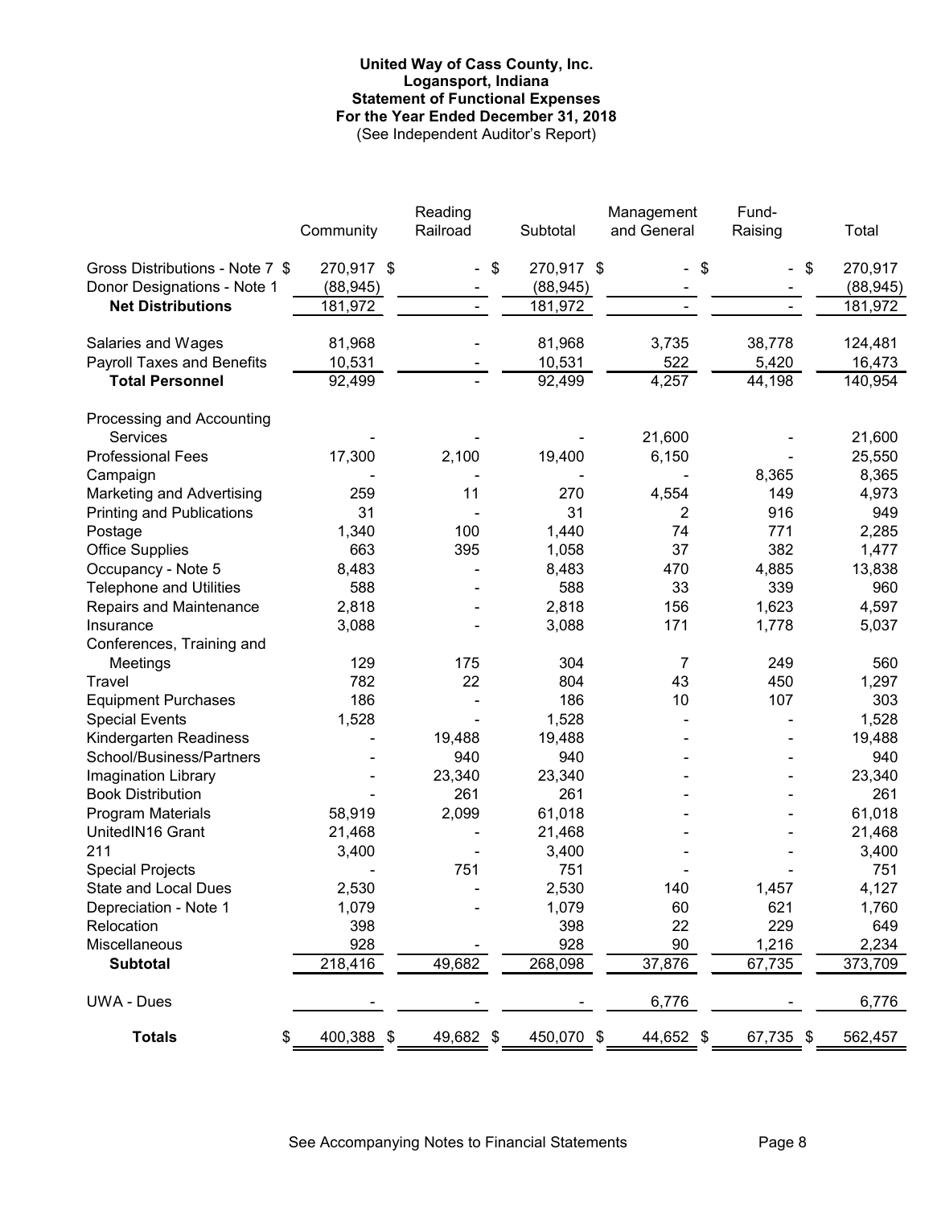**United Way of Cass County, Inc.**
**Logansport, Indiana**
**Statement of Functional Expenses**
**For the Year Ended December 31, 2018**
(See Independent Auditor's Report)

| | Community | Reading Railroad | Subtotal | Management and General | Fund-Raising | Total |
|---|---|---|---|---|---|---|
| Gross Distributions - Note 7 | $ 270,917 | $ - | $ 270,917 | $ - | $ - | $ 270,917 |
| Donor Designations - Note 1 | (88,945) | - | (88,945) | - | - | (88,945) |
| **Net Distributions** | 181,972 | - | 181,972 | - | - | 181,972 |
| | | | | | | |
| Salaries and Wages | 81,968 | - | 81,968 | 3,735 | 38,778 | 124,481 |
| Payroll Taxes and Benefits | 10,531 | - | 10,531 | 522 | 5,420 | 16,473 |
| **Total Personnel** | 92,499 | - | 92,499 | 4,257 | 44,198 | 140,954 |
| | | | | | | |
| Processing and Accounting Services | - | - | - | 21,600 | - | 21,600 |
| Professional Fees | 17,300 | 2,100 | 19,400 | 6,150 | - | 25,550 |
| Campaign | - | - | - | - | 8,365 | 8,365 |
| Marketing and Advertising | 259 | 11 | 270 | 4,554 | 149 | 4,973 |
| Printing and Publications | 31 | - | 31 | 2 | 916 | 949 |
| Postage | 1,340 | 100 | 1,440 | 74 | 771 | 2,285 |
| Office Supplies | 663 | 395 | 1,058 | 37 | 382 | 1,477 |
| Occupancy - Note 5 | 8,483 | - | 8,483 | 470 | 4,885 | 13,838 |
| Telephone and Utilities | 588 | - | 588 | 33 | 339 | 960 |
| Repairs and Maintenance | 2,818 | - | 2,818 | 156 | 1,623 | 4,597 |
| Insurance | 3,088 | - | 3,088 | 171 | 1,778 | 5,037 |
| Conferences, Training and Meetings | 129 | 175 | 304 | 7 | 249 | 560 |
| Travel | 782 | 22 | 804 | 43 | 450 | 1,297 |
| Equipment Purchases | 186 | - | 186 | 10 | 107 | 303 |
| Special Events | 1,528 | - | 1,528 | - | - | 1,528 |
| Kindergarten Readiness | - | 19,488 | 19,488 | - | - | 19,488 |
| School/Business/Partners | - | 940 | 940 | - | - | 940 |
| Imagination Library | - | 23,340 | 23,340 | - | - | 23,340 |
| Book Distribution | - | 261 | 261 | - | - | 261 |
| Program Materials | 58,919 | 2,099 | 61,018 | - | - | 61,018 |
| UnitedIN16 Grant | 21,468 | - | 21,468 | - | - | 21,468 |
| 211 | 3,400 | - | 3,400 | - | - | 3,400 |
| Special Projects | - | 751 | 751 | - | - | 751 |
| State and Local Dues | 2,530 | - | 2,530 | 140 | 1,457 | 4,127 |
| Depreciation - Note 1 | 1,079 | - | 1,079 | 60 | 621 | 1,760 |
| Relocation | 398 | | 398 | 22 | 229 | 649 |
| Miscellaneous | 928 | - | 928 | 90 | 1,216 | 2,234 |
| **Subtotal** | 218,416 | 49,682 | 268,098 | 37,876 | 67,735 | 373,709 |
| | | | | | | |
| UWA - Dues | - | - | - | 6,776 | - | 6,776 |
| | | | | | | |
| **Totals** | $ 400,388 | $ 49,682 | $ 450,070 | $ 44,652 | $ 67,735 | $ 562,457 |

See Accompanying Notes to Financial Statements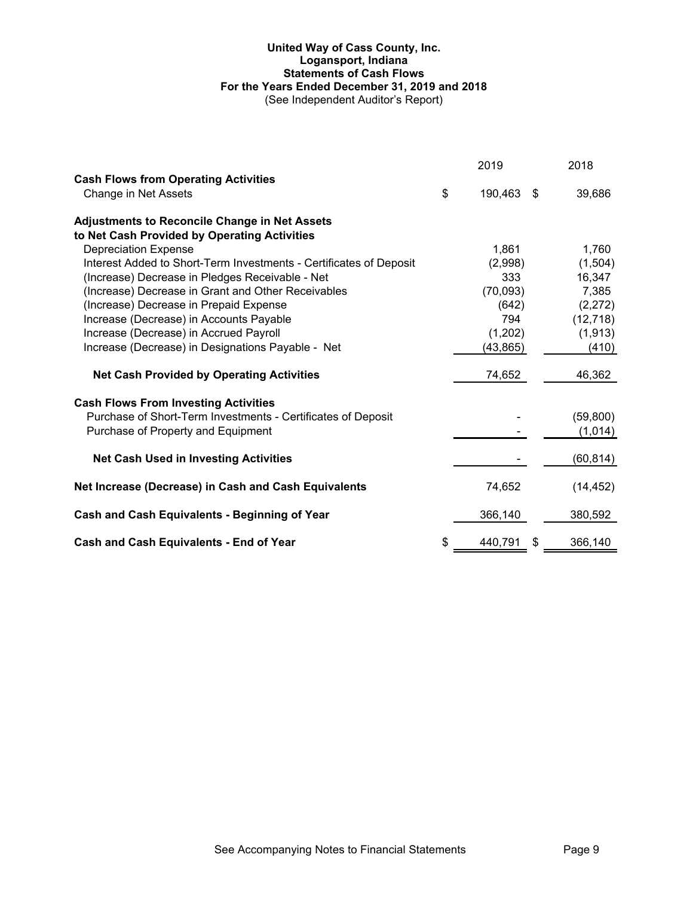**United Way of Cass County, Inc.**
**Logansport, Indiana**
**Statements of Cash Flows**
**For the Years Ended December 31, 2019 and 2018**
(See Independent Auditor's Report)

| | 2019 | 2018 |
|---|---|---|
| **Cash Flows from Operating Activities** | | |
| Change in Net Assets | $ 190,463 | $ 39,686 |
| **Adjustments to Reconcile Change in Net Assets to Net Cash Provided by Operating Activities** | | |
| Depreciation Expense | 1,861 | 1,760 |
| Interest Added to Short-Term Investments - Certificates of Deposit | (2,998) | (1,504) |
| (Increase) Decrease in Pledges Receivable - Net | 333 | 16,347 |
| (Increase) Decrease in Grant and Other Receivables | (70,093) | 7,385 |
| (Increase) Decrease in Prepaid Expense | (642) | (2,272) |
| Increase (Decrease) in Accounts Payable | 794 | (12,718) |
| Increase (Decrease) in Accrued Payroll | (1,202) | (1,913) |
| Increase (Decrease) in Designations Payable - Net | (43,865) | (410) |
| **Net Cash Provided by Operating Activities** | 74,652 | 46,362 |
| **Cash Flows From Investing Activities** | | |
| Purchase of Short-Term Investments - Certificates of Deposit | - | (59,800) |
| Purchase of Property and Equipment | - | (1,014) |
| **Net Cash Used in Investing Activities** | - | (60,814) |
| **Net Increase (Decrease) in Cash and Cash Equivalents** | 74,652 | (14,452) |
| **Cash and Cash Equivalents - Beginning of Year** | 366,140 | 380,592 |
| **Cash and Cash Equivalents - End of Year** | $ 440,791 | $ 366,140 |

See Accompanying Notes to Financial Statements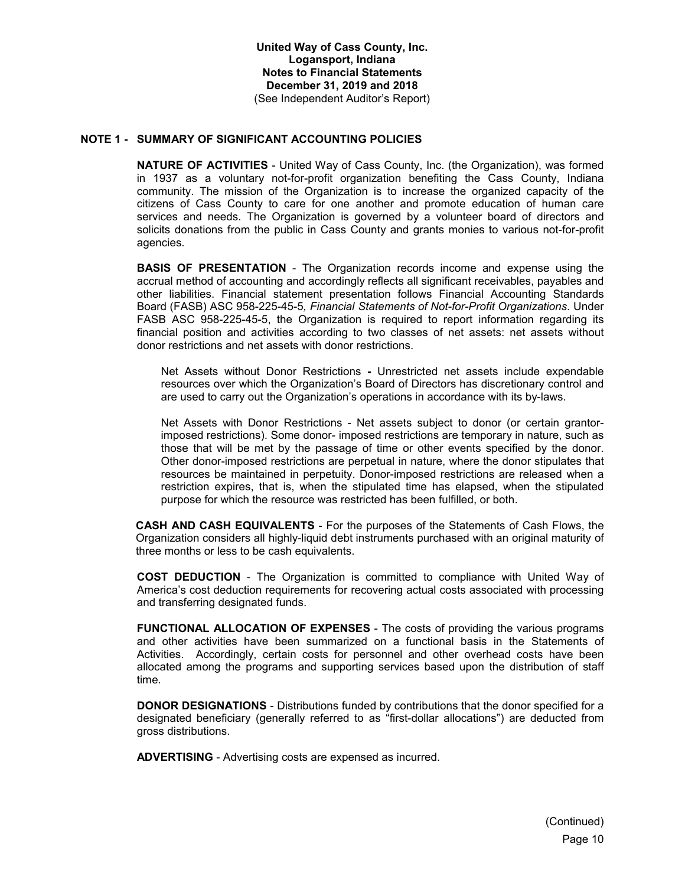**United Way of Cass County, Inc.**
**Logansport, Indiana**
**Notes to Financial Statements**
**December 31, 2019 and 2018**
(See Independent Auditor's Report)

## NOTE 1 - SUMMARY OF SIGNIFICANT ACCOUNTING POLICIES

**NATURE OF ACTIVITIES** - United Way of Cass County, Inc. (the Organization), was formed in 1937 as a voluntary not-for-profit organization benefiting the Cass County, Indiana community. The mission of the Organization is to increase the organized capacity of the citizens of Cass County to care for one another and promote education of human care services and needs. The Organization is governed by a volunteer board of directors and solicits donations from the public in Cass County and grants monies to various not-for-profit agencies.

**BASIS OF PRESENTATION** - The Organization records income and expense using the accrual method of accounting and accordingly reflects all significant receivables, payables and other liabilities. Financial statement presentation follows Financial Accounting Standards Board (FASB) ASC 958-225-45-5*, Financial Statements of Not-for-Profit Organizations*. Under FASB ASC 958-225-45-5, the Organization is required to report information regarding its financial position and activities according to two classes of net assets: net assets without donor restrictions and net assets with donor restrictions.

Net Assets without Donor Restrictions **-** Unrestricted net assets include expendable resources over which the Organization's Board of Directors has discretionary control and are used to carry out the Organization's operations in accordance with its by-laws.

Net Assets with Donor Restrictions - Net assets subject to donor (or certain grantor-imposed restrictions). Some donor- imposed restrictions are temporary in nature, such as those that will be met by the passage of time or other events specified by the donor. Other donor-imposed restrictions are perpetual in nature, where the donor stipulates that resources be maintained in perpetuity. Donor-imposed restrictions are released when a restriction expires, that is, when the stipulated time has elapsed, when the stipulated purpose for which the resource was restricted has been fulfilled, or both.

**CASH AND CASH EQUIVALENTS** - For the purposes of the Statements of Cash Flows, the Organization considers all highly-liquid debt instruments purchased with an original maturity of three months or less to be cash equivalents.

**COST DEDUCTION** - The Organization is committed to compliance with United Way of America's cost deduction requirements for recovering actual costs associated with processing and transferring designated funds.

**FUNCTIONAL ALLOCATION OF EXPENSES** - The costs of providing the various programs and other activities have been summarized on a functional basis in the Statements of Activities. Accordingly, certain costs for personnel and other overhead costs have been allocated among the programs and supporting services based upon the distribution of staff time.

**DONOR DESIGNATIONS** - Distributions funded by contributions that the donor specified for a designated beneficiary (generally referred to as "first-dollar allocations") are deducted from gross distributions.

**ADVERTISING** - Advertising costs are expensed as incurred.

(Continued)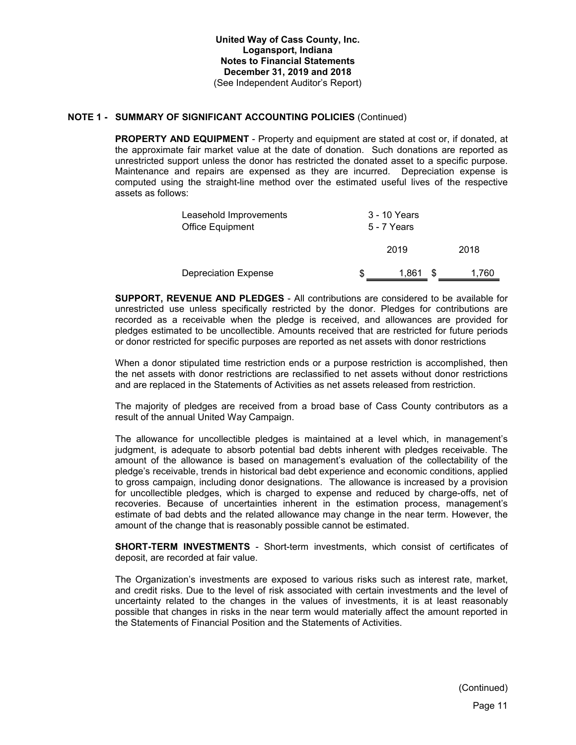**United Way of Cass County, Inc.**
**Logansport, Indiana**
**Notes to Financial Statements**
**December 31, 2019 and 2018**
(See Independent Auditor's Report)

## NOTE 1 - SUMMARY OF SIGNIFICANT ACCOUNTING POLICIES (Continued)

**PROPERTY AND EQUIPMENT** - Property and equipment are stated at cost or, if donated, at the approximate fair market value at the date of donation. Such donations are reported as unrestricted support unless the donor has restricted the donated asset to a specific purpose. Maintenance and repairs are expensed as they are incurred. Depreciation expense is computed using the straight-line method over the estimated useful lives of the respective assets as follows:

| | |
|---|---|
| Leasehold Improvements | 3 - 10 Years |
| Office Equipment | 5 - 7 Years |

| | 2019 | 2018 |
|---|---|---|
| Depreciation Expense | $ 1,861 | $ 1,760 |

**SUPPORT, REVENUE AND PLEDGES** - All contributions are considered to be available for unrestricted use unless specifically restricted by the donor. Pledges for contributions are recorded as a receivable when the pledge is received, and allowances are provided for pledges estimated to be uncollectible. Amounts received that are restricted for future periods or donor restricted for specific purposes are reported as net assets with donor restrictions

When a donor stipulated time restriction ends or a purpose restriction is accomplished, then the net assets with donor restrictions are reclassified to net assets without donor restrictions and are replaced in the Statements of Activities as net assets released from restriction.

The majority of pledges are received from a broad base of Cass County contributors as a result of the annual United Way Campaign.

The allowance for uncollectible pledges is maintained at a level which, in management's judgment, is adequate to absorb potential bad debts inherent with pledges receivable. The amount of the allowance is based on management's evaluation of the collectability of the pledge's receivable, trends in historical bad debt experience and economic conditions, applied to gross campaign, including donor designations. The allowance is increased by a provision for uncollectible pledges, which is charged to expense and reduced by charge-offs, net of recoveries. Because of uncertainties inherent in the estimation process, management's estimate of bad debts and the related allowance may change in the near term. However, the amount of the change that is reasonably possible cannot be estimated.

**SHORT-TERM INVESTMENTS** - Short-term investments, which consist of certificates of deposit, are recorded at fair value.

The Organization's investments are exposed to various risks such as interest rate, market, and credit risks. Due to the level of risk associated with certain investments and the level of uncertainty related to the changes in the values of investments, it is at least reasonably possible that changes in risks in the near term would materially affect the amount reported in the Statements of Financial Position and the Statements of Activities.

(Continued)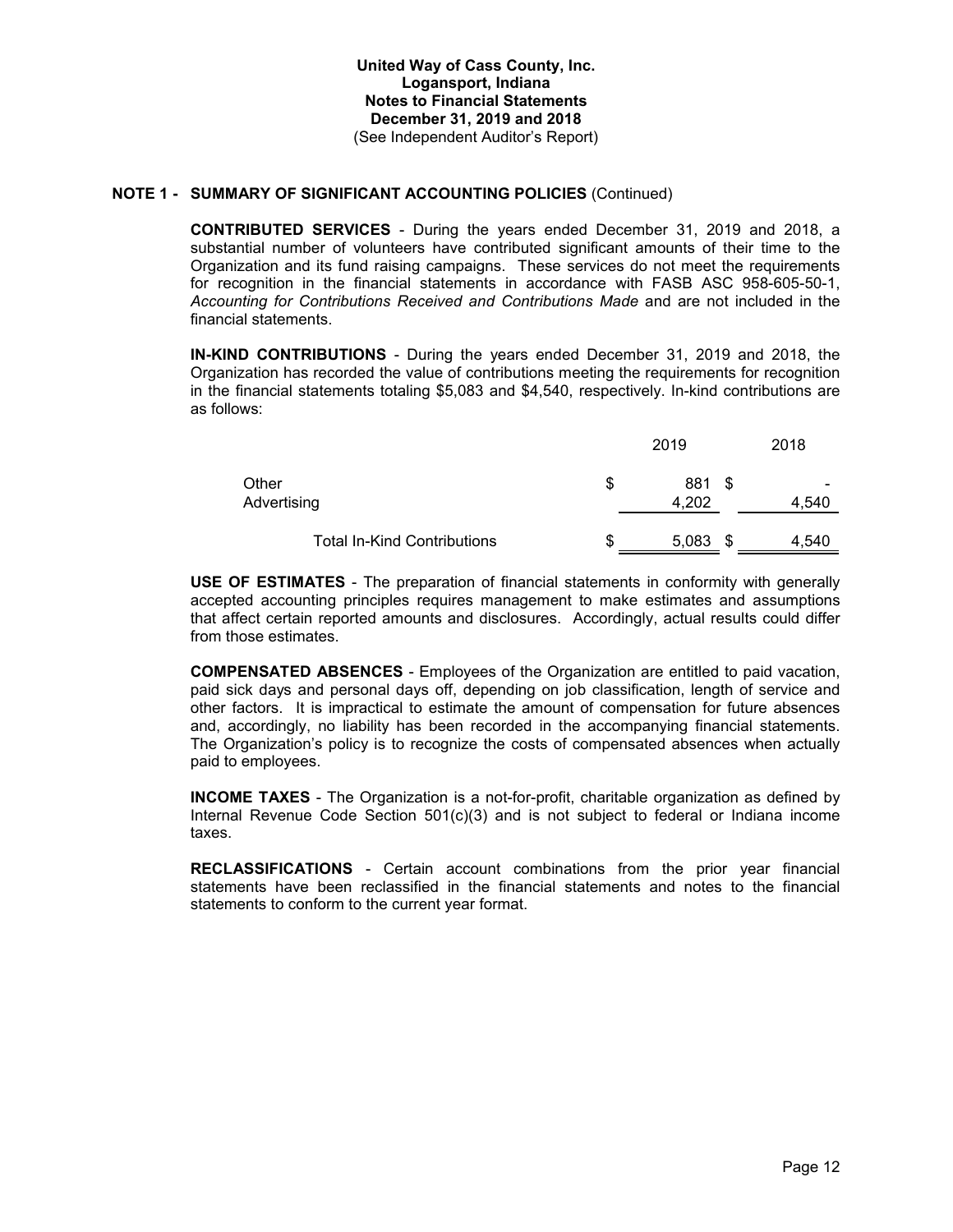**United Way of Cass County, Inc.**
**Logansport, Indiana**
**Notes to Financial Statements**
**December 31, 2019 and 2018**
(See Independent Auditor's Report)

## NOTE 1 - SUMMARY OF SIGNIFICANT ACCOUNTING POLICIES (Continued)

**CONTRIBUTED SERVICES** - During the years ended December 31, 2019 and 2018, a substantial number of volunteers have contributed significant amounts of their time to the Organization and its fund raising campaigns. These services do not meet the requirements for recognition in the financial statements in accordance with FASB ASC 958-605-50-1, *Accounting for Contributions Received and Contributions Made* and are not included in the financial statements.

**IN-KIND CONTRIBUTIONS** - During the years ended December 31, 2019 and 2018, the Organization has recorded the value of contributions meeting the requirements for recognition in the financial statements totaling $5,083 and $4,540, respectively. In-kind contributions are as follows:

| | 2019 | 2018 |
|---|---|---|
| Other | $ 881 | $ - |
| Advertising | 4,202 | 4,540 |
| Total In-Kind Contributions | $ 5,083 | $ 4,540 |

**USE OF ESTIMATES** - The preparation of financial statements in conformity with generally accepted accounting principles requires management to make estimates and assumptions that affect certain reported amounts and disclosures. Accordingly, actual results could differ from those estimates.

**COMPENSATED ABSENCES** - Employees of the Organization are entitled to paid vacation, paid sick days and personal days off, depending on job classification, length of service and other factors. It is impractical to estimate the amount of compensation for future absences and, accordingly, no liability has been recorded in the accompanying financial statements. The Organization's policy is to recognize the costs of compensated absences when actually paid to employees.

**INCOME TAXES** - The Organization is a not-for-profit, charitable organization as defined by Internal Revenue Code Section 501(c)(3) and is not subject to federal or Indiana income taxes.

**RECLASSIFICATIONS** - Certain account combinations from the prior year financial statements have been reclassified in the financial statements and notes to the financial statements to conform to the current year format.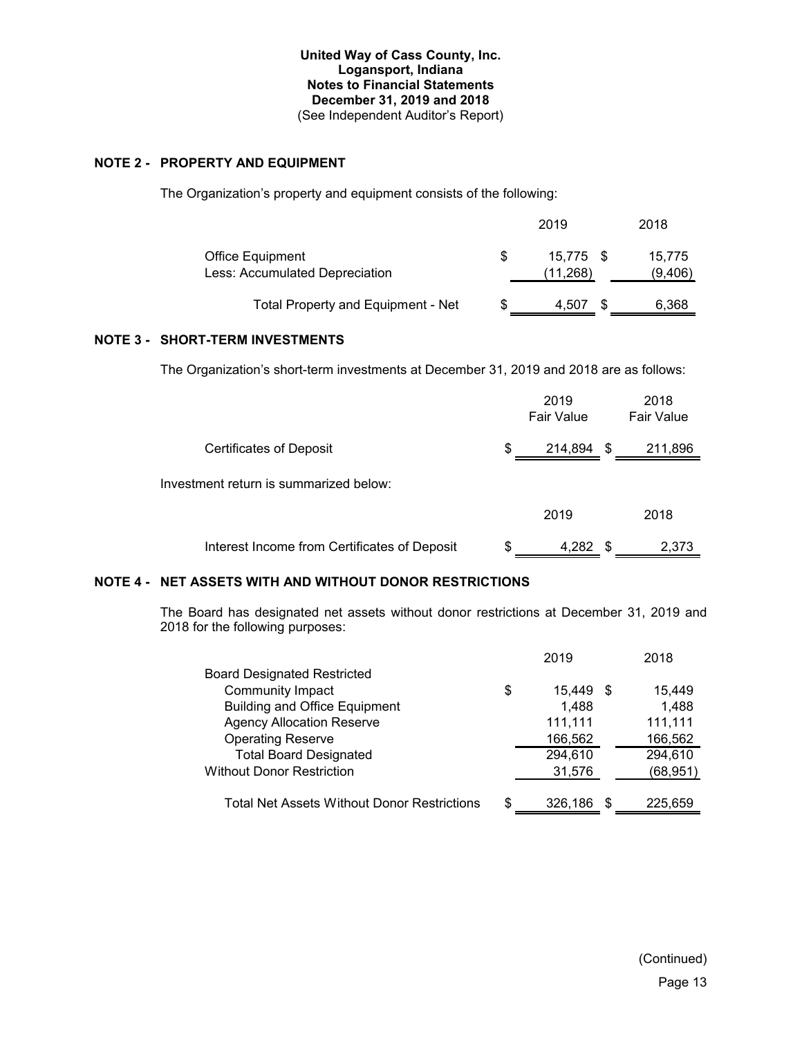**United Way of Cass County, Inc.**
**Logansport, Indiana**
**Notes to Financial Statements**
**December 31, 2019 and 2018**
(See Independent Auditor's Report)

## NOTE 2 - PROPERTY AND EQUIPMENT

The Organization's property and equipment consists of the following:

| | 2019 | 2018 |
|---|---|---|
| Office Equipment | $ 15,775 | $ 15,775 |
| Less: Accumulated Depreciation | (11,268) | (9,406) |
| Total Property and Equipment - Net | $ 4,507 | $ 6,368 |

## NOTE 3 - SHORT-TERM INVESTMENTS

The Organization's short-term investments at December 31, 2019 and 2018 are as follows:

| | 2019 Fair Value | 2018 Fair Value |
|---|---|---|
| Certificates of Deposit | $ 214,894 | $ 211,896 |

Investment return is summarized below:

| | 2019 | 2018 |
|---|---|---|
| Interest Income from Certificates of Deposit | $ 4,282 | $ 2,373 |

## NOTE 4 - NET ASSETS WITH AND WITHOUT DONOR RESTRICTIONS

The Board has designated net assets without donor restrictions at December 31, 2019 and 2018 for the following purposes:

| | 2019 | 2018 |
|---|---|---|
| Board Designated Restricted | | |
| Community Impact | $ 15,449 | $ 15,449 |
| Building and Office Equipment | 1,488 | 1,488 |
| Agency Allocation Reserve | 111,111 | 111,111 |
| Operating Reserve | 166,562 | 166,562 |
| Total Board Designated | 294,610 | 294,610 |
| Without Donor Restriction | 31,576 | (68,951) |
| Total Net Assets Without Donor Restrictions | $ 326,186 | $ 225,659 |

(Continued)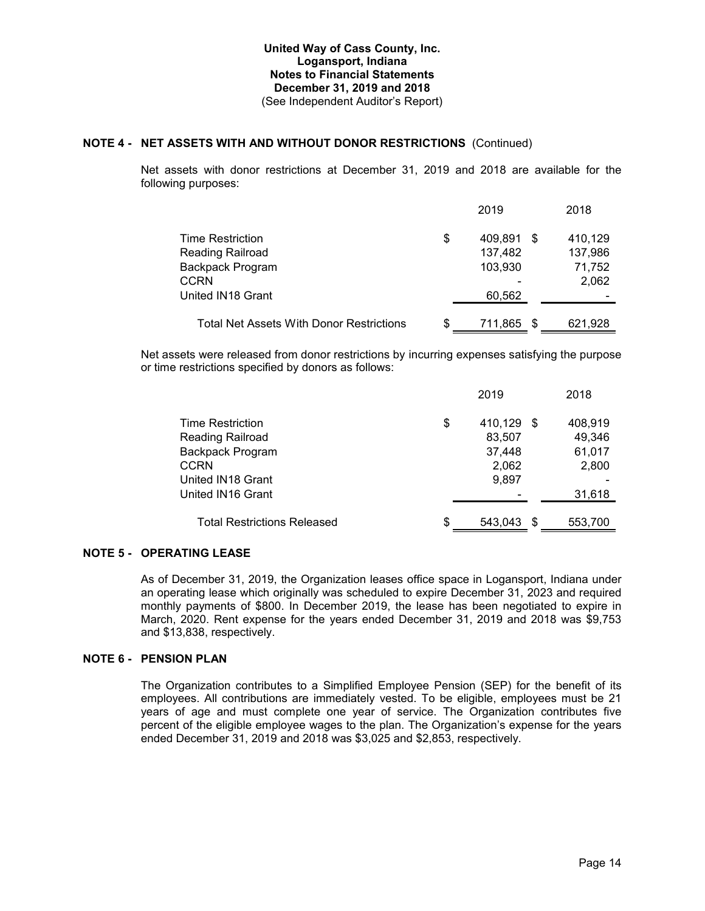United Way of Cass County, Inc.
Logansport, Indiana
Notes to Financial Statements
December 31, 2019 and 2018
(See Independent Auditor's Report)

## NOTE 4 - NET ASSETS WITH AND WITHOUT DONOR RESTRICTIONS (Continued)

Net assets with donor restrictions at December 31, 2019 and 2018 are available for the following purposes:

| | 2019 | 2018 |
|---|---|---|
| Time Restriction | $ 409,891 | $ 410,129 |
| Reading Railroad | 137,482 | 137,986 |
| Backpack Program | 103,930 | 71,752 |
| CCRN | - | 2,062 |
| United IN18 Grant | 60,562 | - |
| Total Net Assets With Donor Restrictions | $ 711,865 | $ 621,928 |

Net assets were released from donor restrictions by incurring expenses satisfying the purpose or time restrictions specified by donors as follows:

| | 2019 | 2018 |
|---|---|---|
| Time Restriction | $ 410,129 | $ 408,919 |
| Reading Railroad | 83,507 | 49,346 |
| Backpack Program | 37,448 | 61,017 |
| CCRN | 2,062 | 2,800 |
| United IN18 Grant | 9,897 | - |
| United IN16 Grant | - | 31,618 |
| Total Restrictions Released | $ 543,043 | $ 553,700 |

## NOTE 5 - OPERATING LEASE

As of December 31, 2019, the Organization leases office space in Logansport, Indiana under an operating lease which originally was scheduled to expire December 31, 2023 and required monthly payments of $800. In December 2019, the lease has been negotiated to expire in March, 2020. Rent expense for the years ended December 31, 2019 and 2018 was $9,753 and $13,838, respectively.

## NOTE 6 - PENSION PLAN

The Organization contributes to a Simplified Employee Pension (SEP) for the benefit of its employees. All contributions are immediately vested. To be eligible, employees must be 21 years of age and must complete one year of service. The Organization contributes five percent of the eligible employee wages to the plan. The Organization's expense for the years ended December 31, 2019 and 2018 was $3,025 and $2,853, respectively.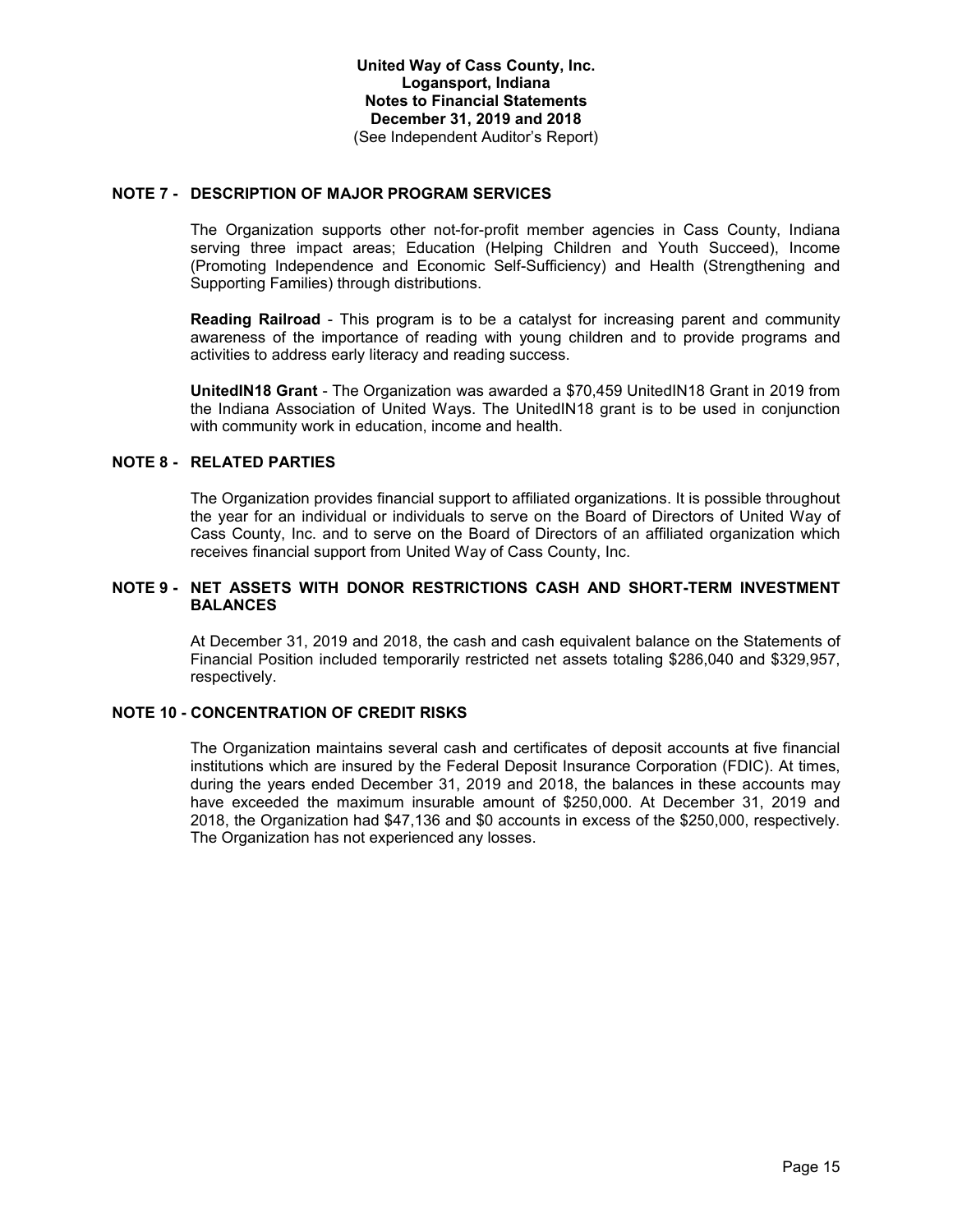## NOTE 7 - DESCRIPTION OF MAJOR PROGRAM SERVICES

The Organization supports other not-for-profit member agencies in Cass County, Indiana serving three impact areas; Education (Helping Children and Youth Succeed), Income (Promoting Independence and Economic Self-Sufficiency) and Health (Strengthening and Supporting Families) through distributions.

**Reading Railroad** - This program is to be a catalyst for increasing parent and community awareness of the importance of reading with young children and to provide programs and activities to address early literacy and reading success.

**UnitedIN18 Grant** - The Organization was awarded a $70,459 UnitedIN18 Grant in 2019 from the Indiana Association of United Ways. The UnitedIN18 grant is to be used in conjunction with community work in education, income and health.

## NOTE 8 - RELATED PARTIES

The Organization provides financial support to affiliated organizations. It is possible throughout the year for an individual or individuals to serve on the Board of Directors of United Way of Cass County, Inc. and to serve on the Board of Directors of an affiliated organization which receives financial support from United Way of Cass County, Inc.

## NOTE 9 - NET ASSETS WITH DONOR RESTRICTIONS CASH AND SHORT-TERM INVESTMENT BALANCES

At December 31, 2019 and 2018, the cash and cash equivalent balance on the Statements of Financial Position included temporarily restricted net assets totaling $286,040 and $329,957, respectively.

## NOTE 10 - CONCENTRATION OF CREDIT RISKS

The Organization maintains several cash and certificates of deposit accounts at five financial institutions which are insured by the Federal Deposit Insurance Corporation (FDIC). At times, during the years ended December 31, 2019 and 2018, the balances in these accounts may have exceeded the maximum insurable amount of $250,000. At December 31, 2019 and 2018, the Organization had $47,136 and $0 accounts in excess of the $250,000, respectively. The Organization has not experienced any losses.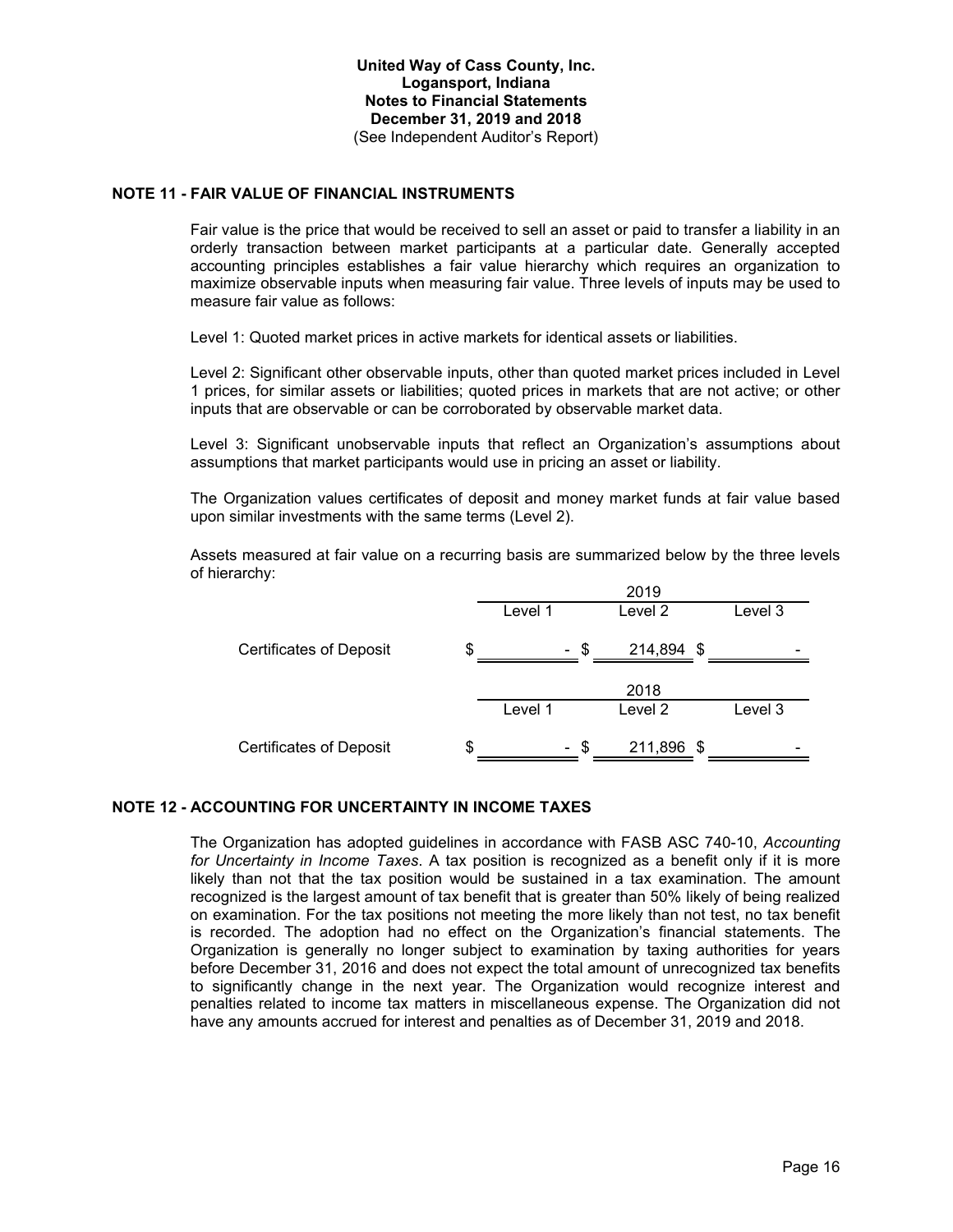# NOTE 11 - FAIR VALUE OF FINANCIAL INSTRUMENTS

Fair value is the price that would be received to sell an asset or paid to transfer a liability in an orderly transaction between market participants at a particular date. Generally accepted accounting principles establishes a fair value hierarchy which requires an organization to maximize observable inputs when measuring fair value. Three levels of inputs may be used to measure fair value as follows:

Level 1: Quoted market prices in active markets for identical assets or liabilities.

Level 2: Significant other observable inputs, other than quoted market prices included in Level 1 prices, for similar assets or liabilities; quoted prices in markets that are not active; or other inputs that are observable or can be corroborated by observable market data.

Level 3: Significant unobservable inputs that reflect an Organization's assumptions about assumptions that market participants would use in pricing an asset or liability.

The Organization values certificates of deposit and money market funds at fair value based upon similar investments with the same terms (Level 2).

Assets measured at fair value on a recurring basis are summarized below by the three levels of hierarchy:

| | 2019 | | |
|---|---|---|---|
| | Level 1 | Level 2 | Level 3 |
| Certificates of Deposit | $ - | $ 214,894 | $ - |

| | 2018 | | |
|---|---|---|---|
| | Level 1 | Level 2 | Level 3 |
| Certificates of Deposit | $ - | $ 211,896 | $ - |

# NOTE 12 - ACCOUNTING FOR UNCERTAINTY IN INCOME TAXES

The Organization has adopted guidelines in accordance with FASB ASC 740-10, *Accounting for Uncertainty in Income Taxes*. A tax position is recognized as a benefit only if it is more likely than not that the tax position would be sustained in a tax examination. The amount recognized is the largest amount of tax benefit that is greater than 50% likely of being realized on examination. For the tax positions not meeting the more likely than not test, no tax benefit is recorded. The adoption had no effect on the Organization's financial statements. The Organization is generally no longer subject to examination by taxing authorities for years before December 31, 2016 and does not expect the total amount of unrecognized tax benefits to significantly change in the next year. The Organization would recognize interest and penalties related to income tax matters in miscellaneous expense. The Organization did not have any amounts accrued for interest and penalties as of December 31, 2019 and 2018.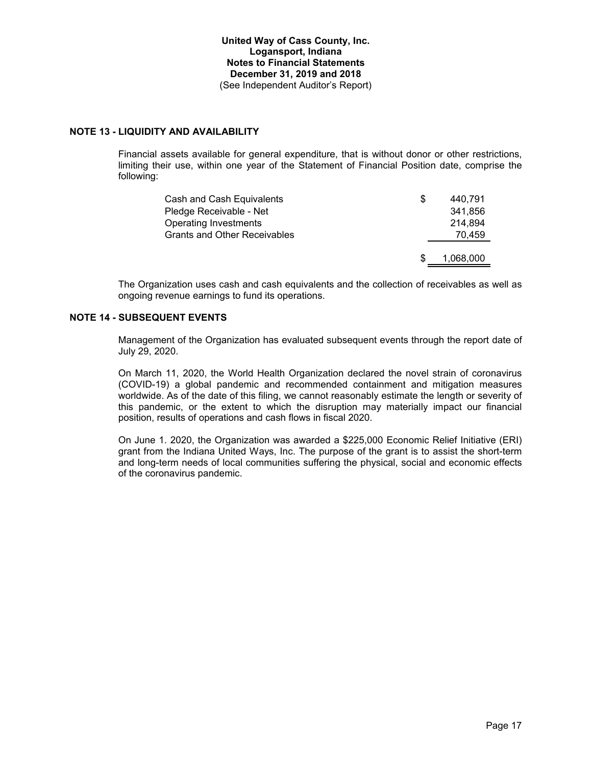**United Way of Cass County, Inc.**
**Logansport, Indiana**
**Notes to Financial Statements**
**December 31, 2019 and 2018**
(See Independent Auditor's Report)

## NOTE 13 - LIQUIDITY AND AVAILABILITY

Financial assets available for general expenditure, that is without donor or other restrictions, limiting their use, within one year of the Statement of Financial Position date, comprise the following:

| | |
|---|---|
| Cash and Cash Equivalents | $ 440,791 |
| Pledge Receivable - Net | 341,856 |
| Operating Investments | 214,894 |
| Grants and Other Receivables | 70,459 |
| | $ 1,068,000 |

The Organization uses cash and cash equivalents and the collection of receivables as well as ongoing revenue earnings to fund its operations.

## NOTE 14 - SUBSEQUENT EVENTS

Management of the Organization has evaluated subsequent events through the report date of July 29, 2020.

On March 11, 2020, the World Health Organization declared the novel strain of coronavirus (COVID-19) a global pandemic and recommended containment and mitigation measures worldwide. As of the date of this filing, we cannot reasonably estimate the length or severity of this pandemic, or the extent to which the disruption may materially impact our financial position, results of operations and cash flows in fiscal 2020.

On June 1. 2020, the Organization was awarded a $225,000 Economic Relief Initiative (ERI) grant from the Indiana United Ways, Inc. The purpose of the grant is to assist the short-term and long-term needs of local communities suffering the physical, social and economic effects of the coronavirus pandemic.